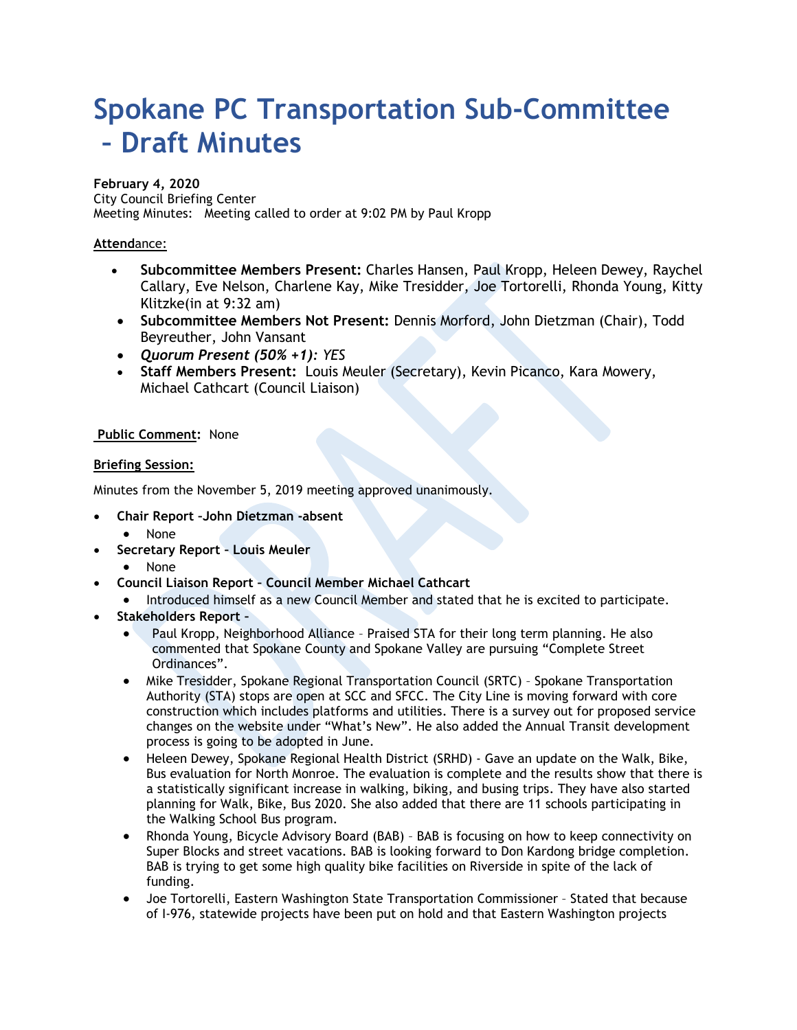# Spokane PC Transportation Sub-Committee – Draft Minutes

**February 4, 2020**
City Council Briefing Center
Meeting Minutes: Meeting called to order at 9:02 PM by Paul Kropp

**Attendance:**

- **Subcommittee Members Present:** Charles Hansen, Paul Kropp, Heleen Dewey, Raychel Callary, Eve Nelson, Charlene Kay, Mike Tresidder, Joe Tortorelli, Rhonda Young, Kitty Klitzke(in at 9:32 am)
- **Subcommittee Members Not Present:** Dennis Morford, John Dietzman (Chair), Todd Beyreuther, John Vansant
- ***Quorum Present (50% +1):*** *YES*
- **Staff Members Present:** Louis Meuler (Secretary), Kevin Picanco, Kara Mowery, Michael Cathcart (Council Liaison)

**Public Comment:** None

**Briefing Session:**

Minutes from the November 5, 2019 meeting approved unanimously.

- **Chair Report –John Dietzman -absent**
  - None
- **Secretary Report – Louis Meuler**
  - None
- **Council Liaison Report – Council Member Michael Cathcart**
  - Introduced himself as a new Council Member and stated that he is excited to participate.
- **Stakeholders Report –**
  - Paul Kropp, Neighborhood Alliance – Praised STA for their long term planning. He also commented that Spokane County and Spokane Valley are pursuing "Complete Street Ordinances".
  - Mike Tresidder, Spokane Regional Transportation Council (SRTC) – Spokane Transportation Authority (STA) stops are open at SCC and SFCC. The City Line is moving forward with core construction which includes platforms and utilities. There is a survey out for proposed service changes on the website under "What's New". He also added the Annual Transit development process is going to be adopted in June.
  - Heleen Dewey, Spokane Regional Health District (SRHD) - Gave an update on the Walk, Bike, Bus evaluation for North Monroe. The evaluation is complete and the results show that there is a statistically significant increase in walking, biking, and busing trips. They have also started planning for Walk, Bike, Bus 2020. She also added that there are 11 schools participating in the Walking School Bus program.
  - Rhonda Young, Bicycle Advisory Board (BAB) – BAB is focusing on how to keep connectivity on Super Blocks and street vacations. BAB is looking forward to Don Kardong bridge completion. BAB is trying to get some high quality bike facilities on Riverside in spite of the lack of funding.
  - Joe Tortorelli, Eastern Washington State Transportation Commissioner – Stated that because of I-976, statewide projects have been put on hold and that Eastern Washington projects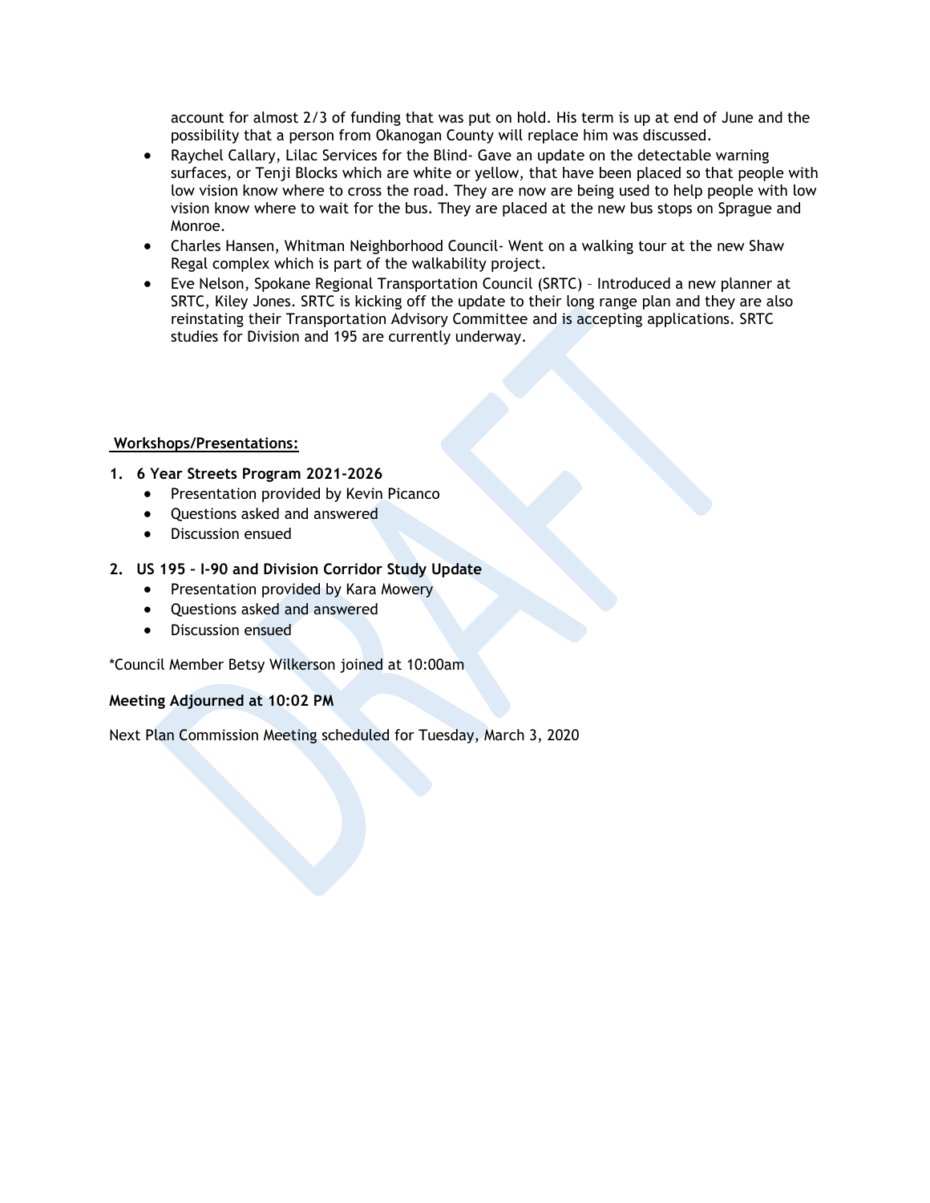account for almost 2/3 of funding that was put on hold. His term is up at end of June and the possibility that a person from Okanogan County will replace him was discussed.

- Raychel Callary, Lilac Services for the Blind- Gave an update on the detectable warning surfaces, or Tenji Blocks which are white or yellow, that have been placed so that people with low vision know where to cross the road. They are now are being used to help people with low vision know where to wait for the bus. They are placed at the new bus stops on Sprague and Monroe.
- Charles Hansen, Whitman Neighborhood Council- Went on a walking tour at the new Shaw Regal complex which is part of the walkability project.
- Eve Nelson, Spokane Regional Transportation Council (SRTC) – Introduced a new planner at SRTC, Kiley Jones. SRTC is kicking off the update to their long range plan and they are also reinstating their Transportation Advisory Committee and is accepting applications. SRTC studies for Division and 195 are currently underway.

**Workshops/Presentations:**

1. **6 Year Streets Program 2021-2026**
   - Presentation provided by Kevin Picanco
   - Questions asked and answered
   - Discussion ensued

2. **US 195 – I-90 and Division Corridor Study Update**
   - Presentation provided by Kara Mowery
   - Questions asked and answered
   - Discussion ensued

*Council Member Betsy Wilkerson joined at 10:00am

**Meeting Adjourned at 10:02 PM**

Next Plan Commission Meeting scheduled for Tuesday, March 3, 2020